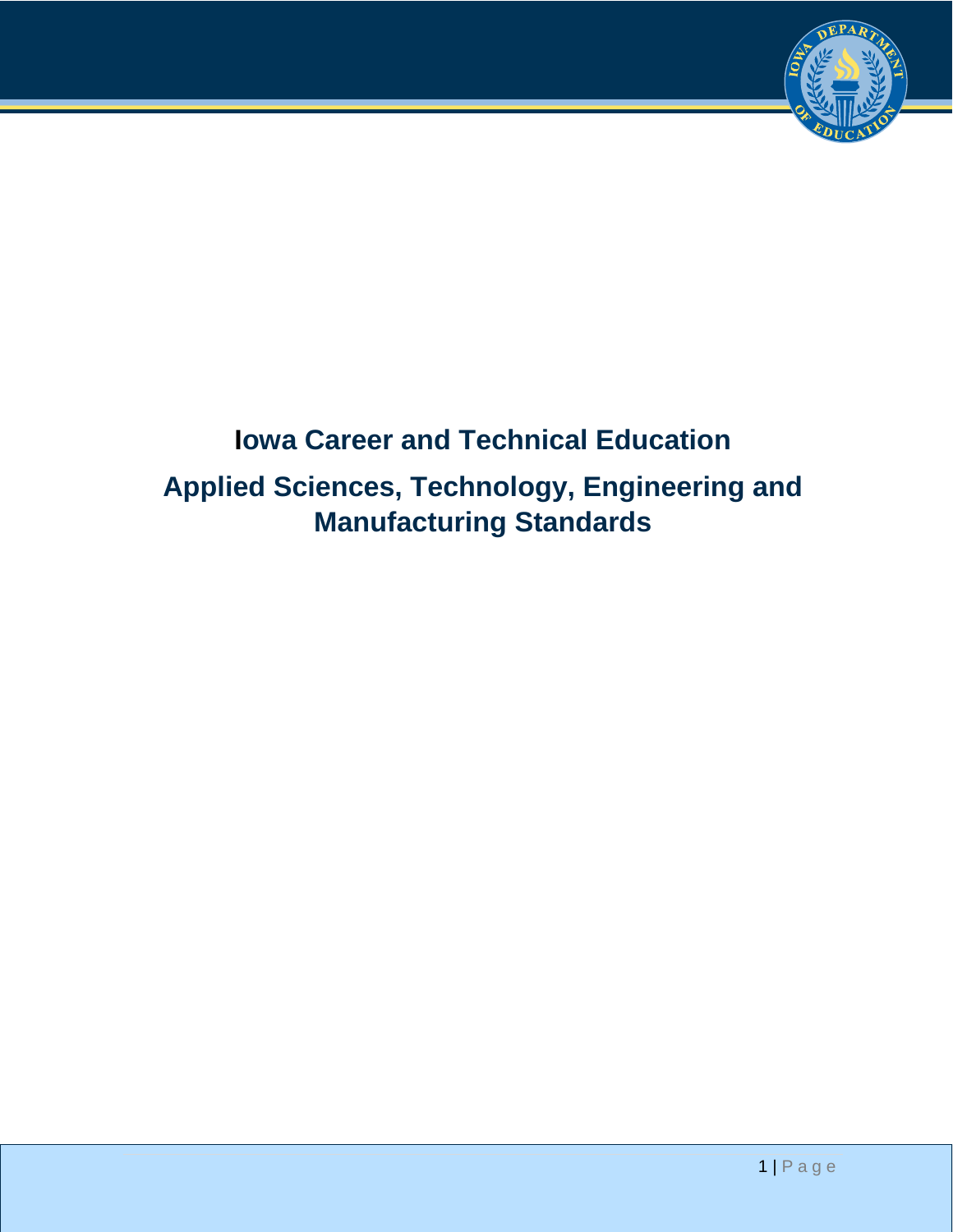# Iowa Career and Technical Education

## Applied Sciences, Technology, Engineering and Manufacturing Standards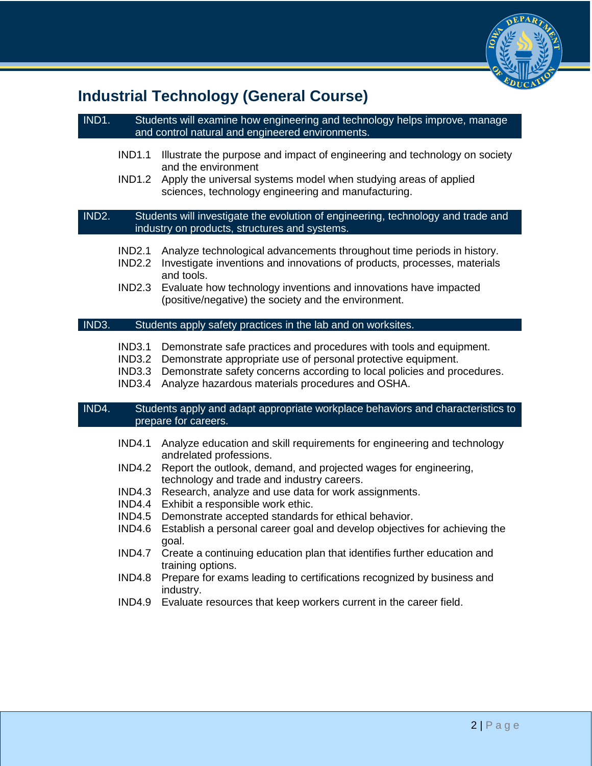# Industrial Technology (General Course)

**IND1. Students will examine how engineering and technology helps improve, manage and control natural and engineered environments.**

- IND1.1 Illustrate the purpose and impact of engineering and technology on society and the environment
- IND1.2 Apply the universal systems model when studying areas of applied sciences, technology engineering and manufacturing.

**IND2. Students will investigate the evolution of engineering, technology and trade and industry on products, structures and systems.**

- IND2.1 Analyze technological advancements throughout time periods in history.
- IND2.2 Investigate inventions and innovations of products, processes, materials and tools.
- IND2.3 Evaluate how technology inventions and innovations have impacted (positive/negative) the society and the environment.

**IND3. Students apply safety practices in the lab and on worksites.**

- IND3.1 Demonstrate safe practices and procedures with tools and equipment.
- IND3.2 Demonstrate appropriate use of personal protective equipment.
- IND3.3 Demonstrate safety concerns according to local policies and procedures.
- IND3.4 Analyze hazardous materials procedures and OSHA.

**IND4. Students apply and adapt appropriate workplace behaviors and characteristics to prepare for careers.**

- IND4.1 Analyze education and skill requirements for engineering and technology andrelated professions.
- IND4.2 Report the outlook, demand, and projected wages for engineering, technology and trade and industry careers.
- IND4.3 Research, analyze and use data for work assignments.
- IND4.4 Exhibit a responsible work ethic.
- IND4.5 Demonstrate accepted standards for ethical behavior.
- IND4.6 Establish a personal career goal and develop objectives for achieving the goal.
- IND4.7 Create a continuing education plan that identifies further education and training options.
- IND4.8 Prepare for exams leading to certifications recognized by business and industry.
- IND4.9 Evaluate resources that keep workers current in the career field.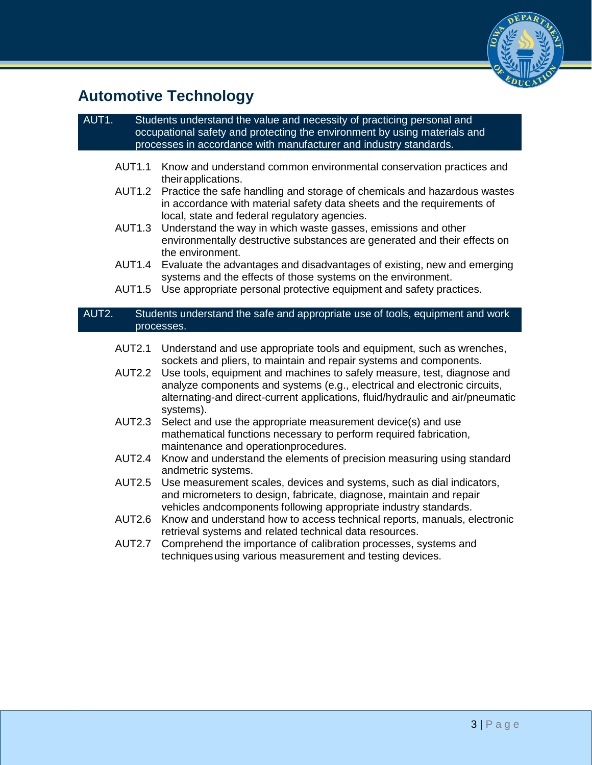# Automotive Technology

**AUT1. Students understand the value and necessity of practicing personal and occupational safety and protecting the environment by using materials and processes in accordance with manufacturer and industry standards.**

- AUT1.1 Know and understand common environmental conservation practices and their applications.
- AUT1.2 Practice the safe handling and storage of chemicals and hazardous wastes in accordance with material safety data sheets and the requirements of local, state and federal regulatory agencies.
- AUT1.3 Understand the way in which waste gasses, emissions and other environmentally destructive substances are generated and their effects on the environment.
- AUT1.4 Evaluate the advantages and disadvantages of existing, new and emerging systems and the effects of those systems on the environment.
- AUT1.5 Use appropriate personal protective equipment and safety practices.

**AUT2. Students understand the safe and appropriate use of tools, equipment and work processes.**

- AUT2.1 Understand and use appropriate tools and equipment, such as wrenches, sockets and pliers, to maintain and repair systems and components.
- AUT2.2 Use tools, equipment and machines to safely measure, test, diagnose and analyze components and systems (e.g., electrical and electronic circuits, alternating-and direct-current applications, fluid/hydraulic and air/pneumatic systems).
- AUT2.3 Select and use the appropriate measurement device(s) and use mathematical functions necessary to perform required fabrication, maintenance and operationprocedures.
- AUT2.4 Know and understand the elements of precision measuring using standard andmetric systems.
- AUT2.5 Use measurement scales, devices and systems, such as dial indicators, and micrometers to design, fabricate, diagnose, maintain and repair vehicles andcomponents following appropriate industry standards.
- AUT2.6 Know and understand how to access technical reports, manuals, electronic retrieval systems and related technical data resources.
- AUT2.7 Comprehend the importance of calibration processes, systems and techniquesusing various measurement and testing devices.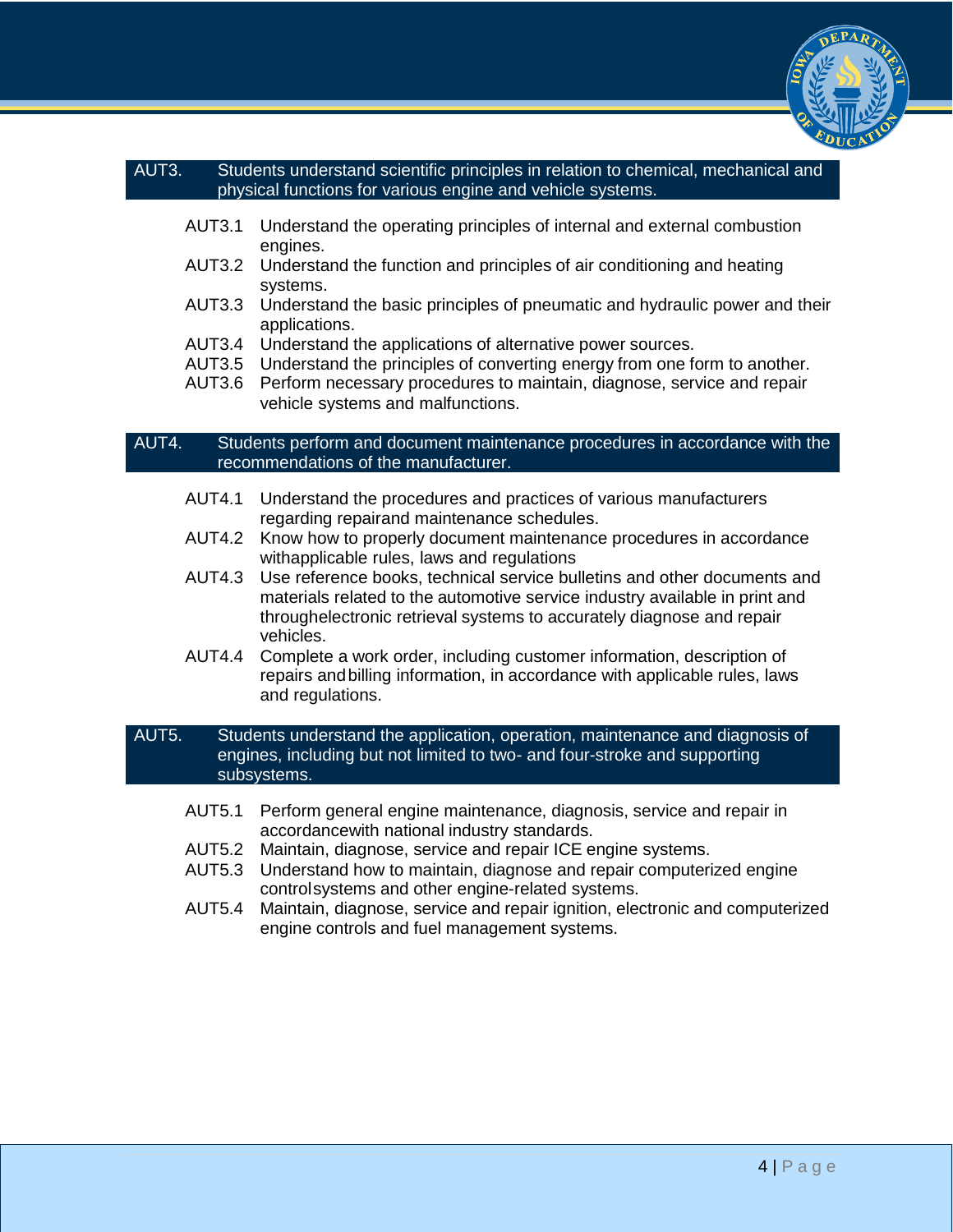## AUT3. Students understand scientific principles in relation to chemical, mechanical and physical functions for various engine and vehicle systems.

- AUT3.1 Understand the operating principles of internal and external combustion engines.
- AUT3.2 Understand the function and principles of air conditioning and heating systems.
- AUT3.3 Understand the basic principles of pneumatic and hydraulic power and their applications.
- AUT3.4 Understand the applications of alternative power sources.
- AUT3.5 Understand the principles of converting energy from one form to another.
- AUT3.6 Perform necessary procedures to maintain, diagnose, service and repair vehicle systems and malfunctions.

## AUT4. Students perform and document maintenance procedures in accordance with the recommendations of the manufacturer.

- AUT4.1 Understand the procedures and practices of various manufacturers regarding repairand maintenance schedules.
- AUT4.2 Know how to properly document maintenance procedures in accordance withapplicable rules, laws and regulations
- AUT4.3 Use reference books, technical service bulletins and other documents and materials related to the automotive service industry available in print and throughelectronic retrieval systems to accurately diagnose and repair vehicles.
- AUT4.4 Complete a work order, including customer information, description of repairs and billing information, in accordance with applicable rules, laws and regulations.

## AUT5. Students understand the application, operation, maintenance and diagnosis of engines, including but not limited to two- and four-stroke and supporting subsystems.

- AUT5.1 Perform general engine maintenance, diagnosis, service and repair in accordancewith national industry standards.
- AUT5.2 Maintain, diagnose, service and repair ICE engine systems.
- AUT5.3 Understand how to maintain, diagnose and repair computerized engine controlsystems and other engine-related systems.
- AUT5.4 Maintain, diagnose, service and repair ignition, electronic and computerized engine controls and fuel management systems.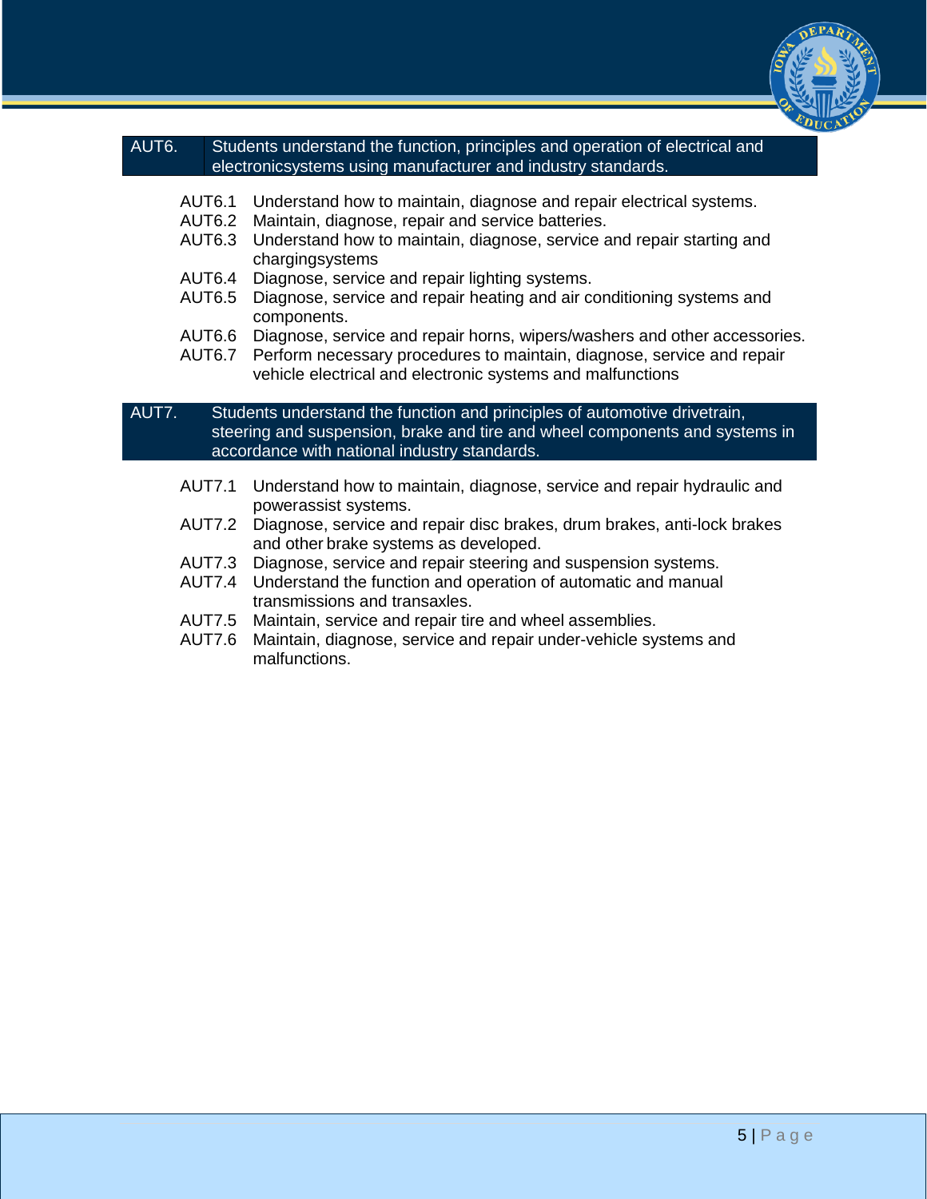| AUT6. | Students understand the function, principles and operation of electrical and electronicsystems using manufacturer and industry standards. |
|---|---|

- AUT6.1 Understand how to maintain, diagnose and repair electrical systems.
- AUT6.2 Maintain, diagnose, repair and service batteries.
- AUT6.3 Understand how to maintain, diagnose, service and repair starting and chargingsystems
- AUT6.4 Diagnose, service and repair lighting systems.
- AUT6.5 Diagnose, service and repair heating and air conditioning systems and components.
- AUT6.6 Diagnose, service and repair horns, wipers/washers and other accessories.
- AUT6.7 Perform necessary procedures to maintain, diagnose, service and repair vehicle electrical and electronic systems and malfunctions

| AUT7. | Students understand the function and principles of automotive drivetrain, steering and suspension, brake and tire and wheel components and systems in accordance with national industry standards. |
|---|---|

- AUT7.1 Understand how to maintain, diagnose, service and repair hydraulic and powerassist systems.
- AUT7.2 Diagnose, service and repair disc brakes, drum brakes, anti-lock brakes and other brake systems as developed.
- AUT7.3 Diagnose, service and repair steering and suspension systems.
- AUT7.4 Understand the function and operation of automatic and manual transmissions and transaxles.
- AUT7.5 Maintain, service and repair tire and wheel assemblies.
- AUT7.6 Maintain, diagnose, service and repair under-vehicle systems and malfunctions.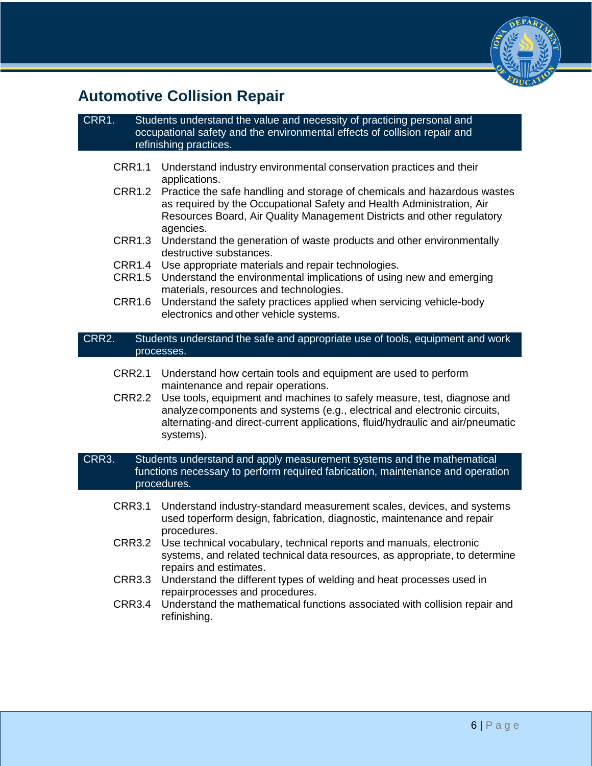## Automotive Collision Repair

**CRR1. Students understand the value and necessity of practicing personal and occupational safety and the environmental effects of collision repair and refinishing practices.**

- CRR1.1 Understand industry environmental conservation practices and their applications.
- CRR1.2 Practice the safe handling and storage of chemicals and hazardous wastes as required by the Occupational Safety and Health Administration, Air Resources Board, Air Quality Management Districts and other regulatory agencies.
- CRR1.3 Understand the generation of waste products and other environmentally destructive substances.
- CRR1.4 Use appropriate materials and repair technologies.
- CRR1.5 Understand the environmental implications of using new and emerging materials, resources and technologies.
- CRR1.6 Understand the safety practices applied when servicing vehicle-body electronics and other vehicle systems.

**CRR2. Students understand the safe and appropriate use of tools, equipment and work processes.**

- CRR2.1 Understand how certain tools and equipment are used to perform maintenance and repair operations.
- CRR2.2 Use tools, equipment and machines to safely measure, test, diagnose and analyze components and systems (e.g., electrical and electronic circuits, alternating-and direct-current applications, fluid/hydraulic and air/pneumatic systems).

**CRR3. Students understand and apply measurement systems and the mathematical functions necessary to perform required fabrication, maintenance and operation procedures.**

- CRR3.1 Understand industry-standard measurement scales, devices, and systems used toperform design, fabrication, diagnostic, maintenance and repair procedures.
- CRR3.2 Use technical vocabulary, technical reports and manuals, electronic systems, and related technical data resources, as appropriate, to determine repairs and estimates.
- CRR3.3 Understand the different types of welding and heat processes used in repairprocesses and procedures.
- CRR3.4 Understand the mathematical functions associated with collision repair and refinishing.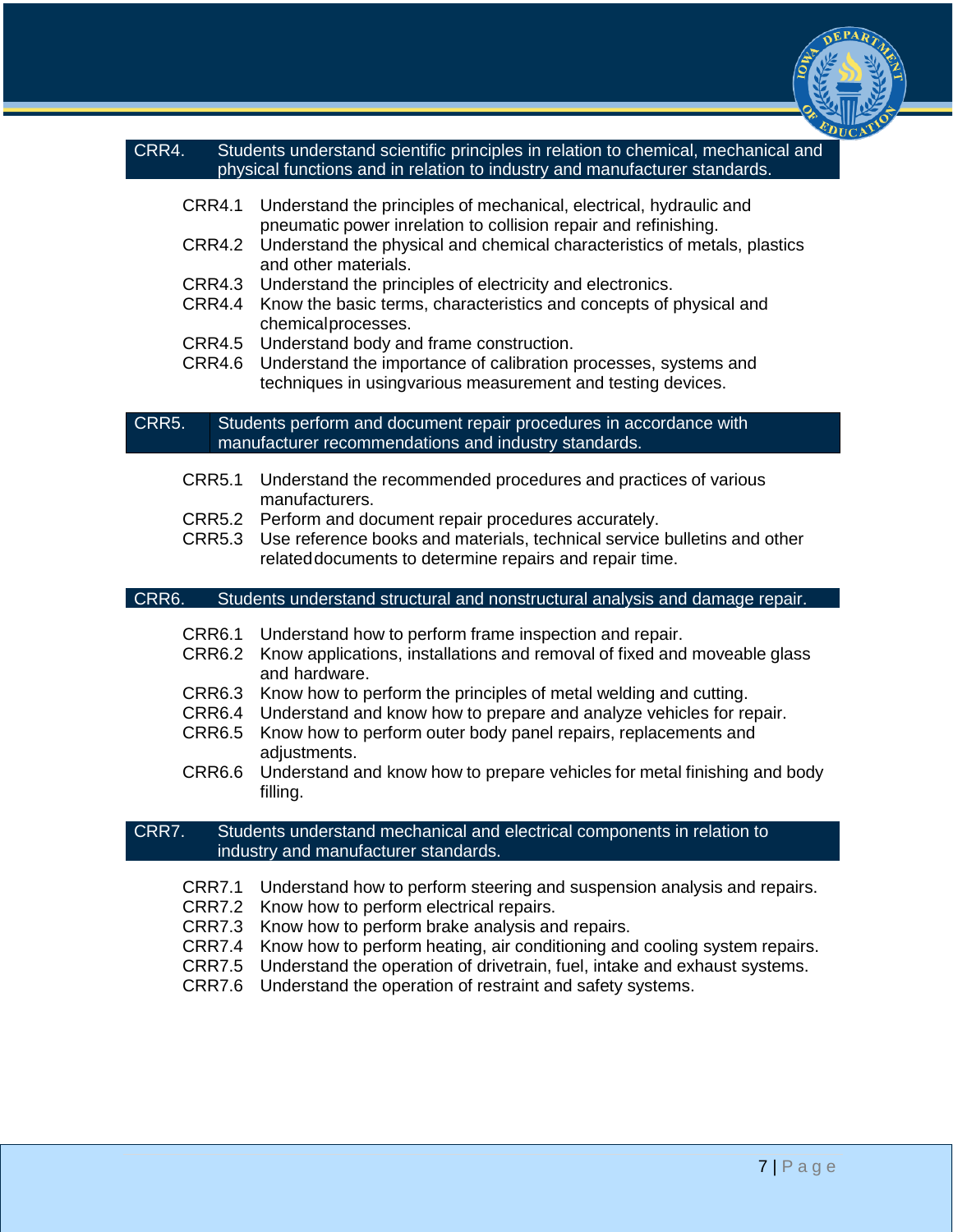## CRR4. Students understand scientific principles in relation to chemical, mechanical and physical functions and in relation to industry and manufacturer standards.

- CRR4.1 Understand the principles of mechanical, electrical, hydraulic and pneumatic power inrelation to collision repair and refinishing.
- CRR4.2 Understand the physical and chemical characteristics of metals, plastics and other materials.
- CRR4.3 Understand the principles of electricity and electronics.
- CRR4.4 Know the basic terms, characteristics and concepts of physical and chemicalprocesses.
- CRR4.5 Understand body and frame construction.
- CRR4.6 Understand the importance of calibration processes, systems and techniques in usingvarious measurement and testing devices.

## CRR5. Students perform and document repair procedures in accordance with manufacturer recommendations and industry standards.

- CRR5.1 Understand the recommended procedures and practices of various manufacturers.
- CRR5.2 Perform and document repair procedures accurately.
- CRR5.3 Use reference books and materials, technical service bulletins and other relateddocuments to determine repairs and repair time.

## CRR6. Students understand structural and nonstructural analysis and damage repair.

- CRR6.1 Understand how to perform frame inspection and repair.
- CRR6.2 Know applications, installations and removal of fixed and moveable glass and hardware.
- CRR6.3 Know how to perform the principles of metal welding and cutting.
- CRR6.4 Understand and know how to prepare and analyze vehicles for repair.
- CRR6.5 Know how to perform outer body panel repairs, replacements and adjustments.
- CRR6.6 Understand and know how to prepare vehicles for metal finishing and body filling.

## CRR7. Students understand mechanical and electrical components in relation to industry and manufacturer standards.

- CRR7.1 Understand how to perform steering and suspension analysis and repairs.
- CRR7.2 Know how to perform electrical repairs.
- CRR7.3 Know how to perform brake analysis and repairs.
- CRR7.4 Know how to perform heating, air conditioning and cooling system repairs.
- CRR7.5 Understand the operation of drivetrain, fuel, intake and exhaust systems.
- CRR7.6 Understand the operation of restraint and safety systems.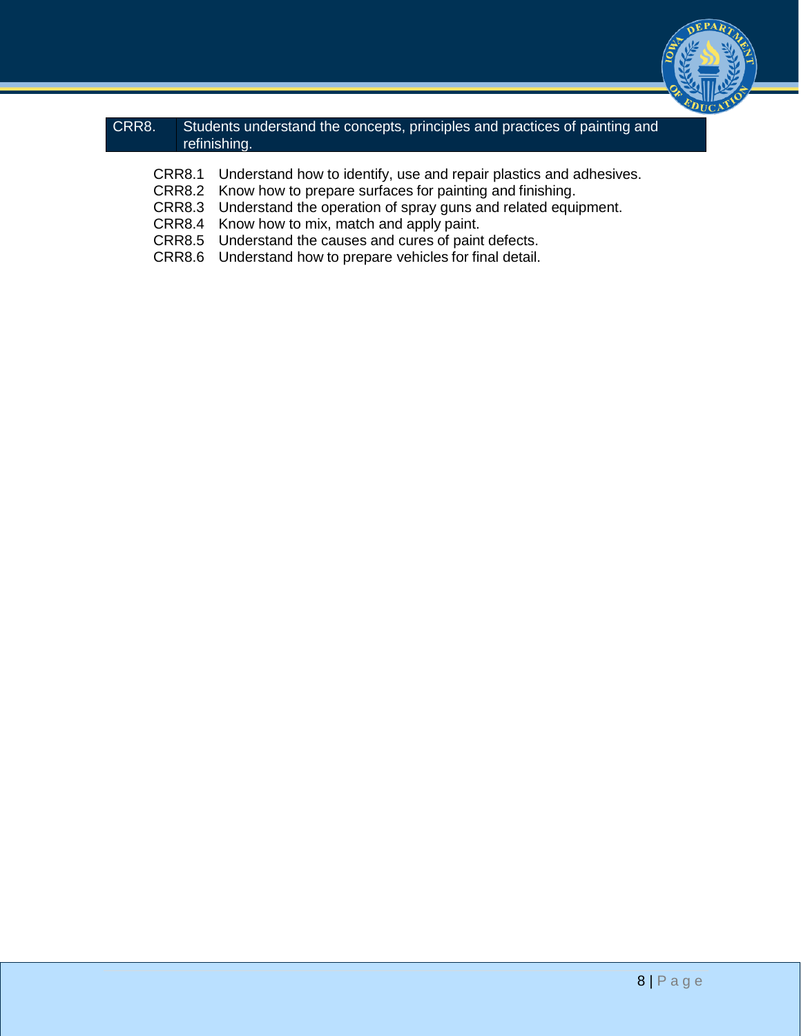| CRR8. | Students understand the concepts, principles and practices of painting and refinishing. |
|---|---|

- CRR8.1 Understand how to identify, use and repair plastics and adhesives.
- CRR8.2 Know how to prepare surfaces for painting and finishing.
- CRR8.3 Understand the operation of spray guns and related equipment.
- CRR8.4 Know how to mix, match and apply paint.
- CRR8.5 Understand the causes and cures of paint defects.
- CRR8.6 Understand how to prepare vehicles for final detail.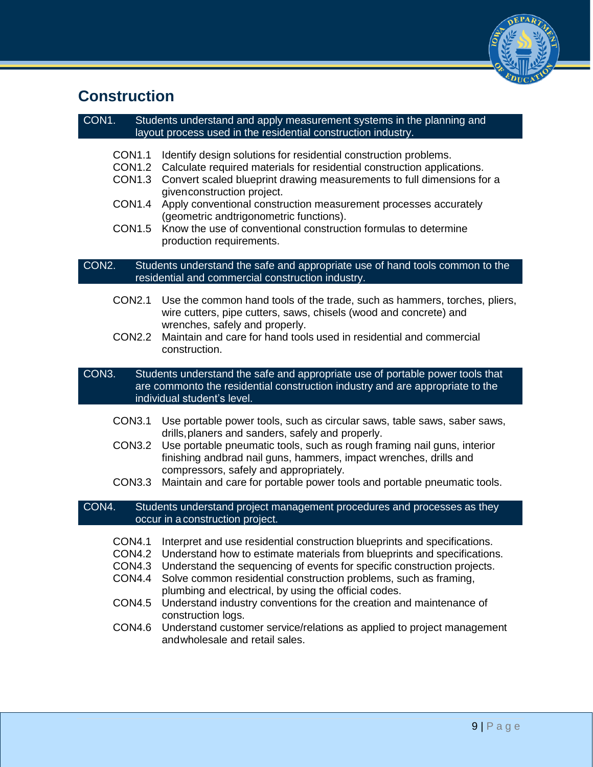## Construction

**CON1. Students understand and apply measurement systems in the planning and layout process used in the residential construction industry.**

- CON1.1 Identify design solutions for residential construction problems.
- CON1.2 Calculate required materials for residential construction applications.
- CON1.3 Convert scaled blueprint drawing measurements to full dimensions for a given construction project.
- CON1.4 Apply conventional construction measurement processes accurately (geometric and trigonometric functions).
- CON1.5 Know the use of conventional construction formulas to determine production requirements.

**CON2. Students understand the safe and appropriate use of hand tools common to the residential and commercial construction industry.**

- CON2.1 Use the common hand tools of the trade, such as hammers, torches, pliers, wire cutters, pipe cutters, saws, chisels (wood and concrete) and wrenches, safely and properly.
- CON2.2 Maintain and care for hand tools used in residential and commercial construction.

**CON3. Students understand the safe and appropriate use of portable power tools that are common to the residential construction industry and are appropriate to the individual student's level.**

- CON3.1 Use portable power tools, such as circular saws, table saws, saber saws, drills, planers and sanders, safely and properly.
- CON3.2 Use portable pneumatic tools, such as rough framing nail guns, interior finishing and brad nail guns, hammers, impact wrenches, drills and compressors, safely and appropriately.
- CON3.3 Maintain and care for portable power tools and portable pneumatic tools.

**CON4. Students understand project management procedures and processes as they occur in a construction project.**

- CON4.1 Interpret and use residential construction blueprints and specifications.
- CON4.2 Understand how to estimate materials from blueprints and specifications.
- CON4.3 Understand the sequencing of events for specific construction projects.
- CON4.4 Solve common residential construction problems, such as framing, plumbing and electrical, by using the official codes.
- CON4.5 Understand industry conventions for the creation and maintenance of construction logs.
- CON4.6 Understand customer service/relations as applied to project management and wholesale and retail sales.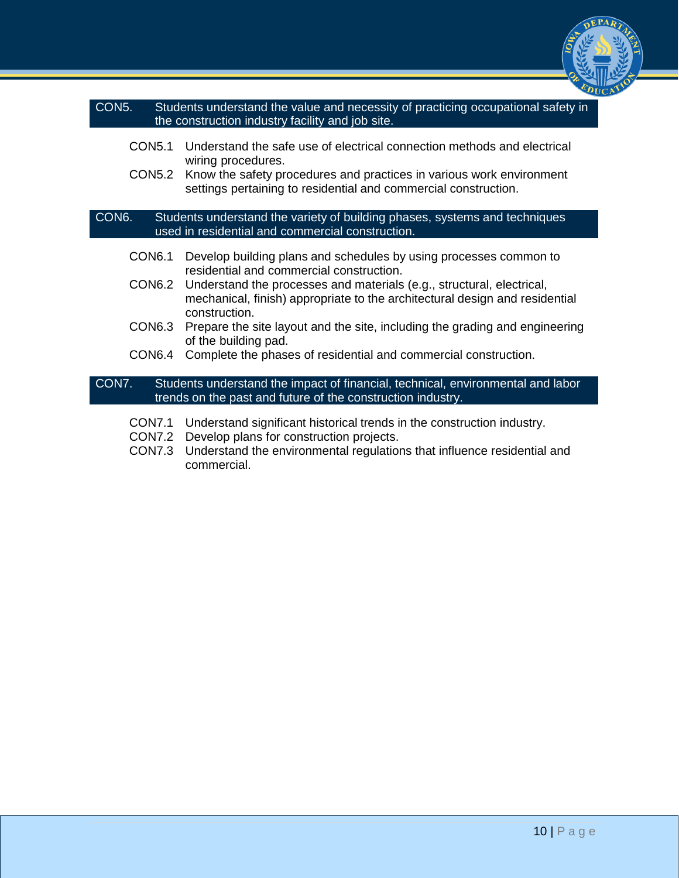**CON5. Students understand the value and necessity of practicing occupational safety in the construction industry facility and job site.**

- CON5.1 Understand the safe use of electrical connection methods and electrical wiring procedures.
- CON5.2 Know the safety procedures and practices in various work environment settings pertaining to residential and commercial construction.

**CON6. Students understand the variety of building phases, systems and techniques used in residential and commercial construction.**

- CON6.1 Develop building plans and schedules by using processes common to residential and commercial construction.
- CON6.2 Understand the processes and materials (e.g., structural, electrical, mechanical, finish) appropriate to the architectural design and residential construction.
- CON6.3 Prepare the site layout and the site, including the grading and engineering of the building pad.
- CON6.4 Complete the phases of residential and commercial construction.

**CON7. Students understand the impact of financial, technical, environmental and labor trends on the past and future of the construction industry.**

- CON7.1 Understand significant historical trends in the construction industry.
- CON7.2 Develop plans for construction projects.
- CON7.3 Understand the environmental regulations that influence residential and commercial.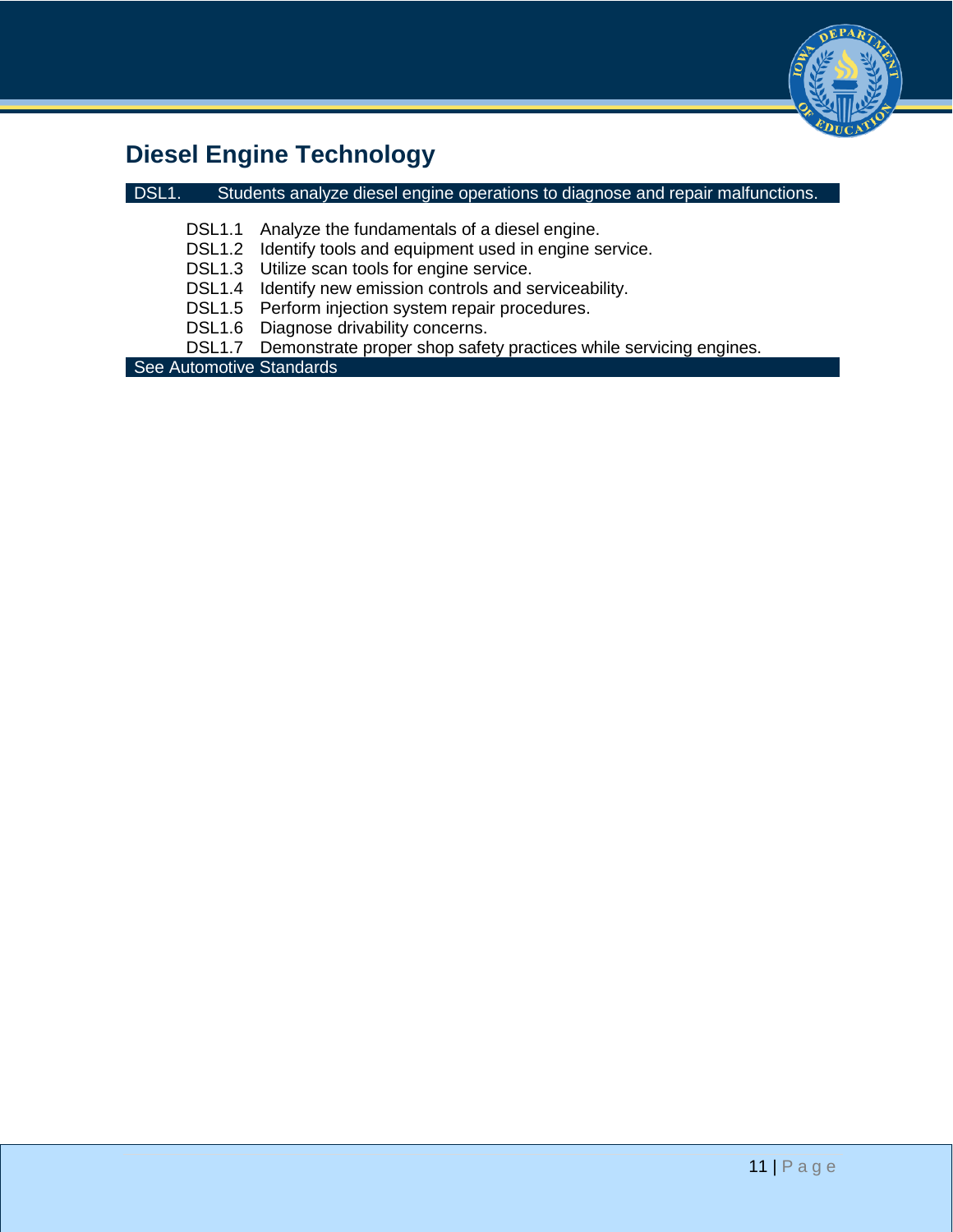# Diesel Engine Technology

**DSL1. Students analyze diesel engine operations to diagnose and repair malfunctions.**

- DSL1.1 Analyze the fundamentals of a diesel engine.
- DSL1.2 Identify tools and equipment used in engine service.
- DSL1.3 Utilize scan tools for engine service.
- DSL1.4 Identify new emission controls and serviceability.
- DSL1.5 Perform injection system repair procedures.
- DSL1.6 Diagnose drivability concerns.
- DSL1.7 Demonstrate proper shop safety practices while servicing engines.

See Automotive Standards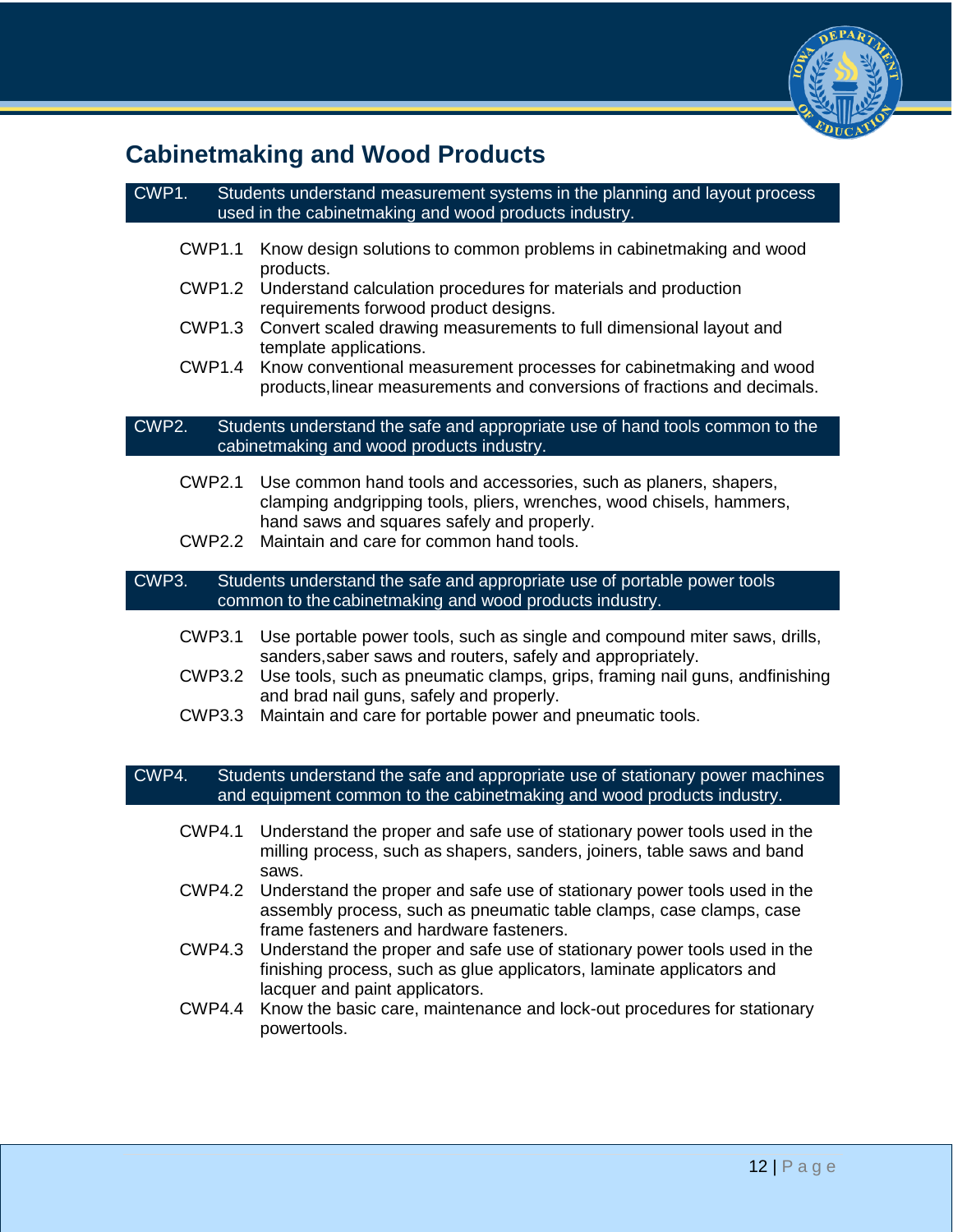## Cabinetmaking and Wood Products

**CWP1. Students understand measurement systems in the planning and layout process used in the cabinetmaking and wood products industry.**

- CWP1.1 Know design solutions to common problems in cabinetmaking and wood products.
- CWP1.2 Understand calculation procedures for materials and production requirements forwood product designs.
- CWP1.3 Convert scaled drawing measurements to full dimensional layout and template applications.
- CWP1.4 Know conventional measurement processes for cabinetmaking and wood products,linear measurements and conversions of fractions and decimals.

**CWP2. Students understand the safe and appropriate use of hand tools common to the cabinetmaking and wood products industry.**

- CWP2.1 Use common hand tools and accessories, such as planers, shapers, clamping andgripping tools, pliers, wrenches, wood chisels, hammers, hand saws and squares safely and properly.
- CWP2.2 Maintain and care for common hand tools.

**CWP3. Students understand the safe and appropriate use of portable power tools common to the cabinetmaking and wood products industry.**

- CWP3.1 Use portable power tools, such as single and compound miter saws, drills, sanders,saber saws and routers, safely and appropriately.
- CWP3.2 Use tools, such as pneumatic clamps, grips, framing nail guns, andfinishing and brad nail guns, safely and properly.
- CWP3.3 Maintain and care for portable power and pneumatic tools.

**CWP4. Students understand the safe and appropriate use of stationary power machines and equipment common to the cabinetmaking and wood products industry.**

- CWP4.1 Understand the proper and safe use of stationary power tools used in the milling process, such as shapers, sanders, joiners, table saws and band saws.
- CWP4.2 Understand the proper and safe use of stationary power tools used in the assembly process, such as pneumatic table clamps, case clamps, case frame fasteners and hardware fasteners.
- CWP4.3 Understand the proper and safe use of stationary power tools used in the finishing process, such as glue applicators, laminate applicators and lacquer and paint applicators.
- CWP4.4 Know the basic care, maintenance and lock-out procedures for stationary powertools.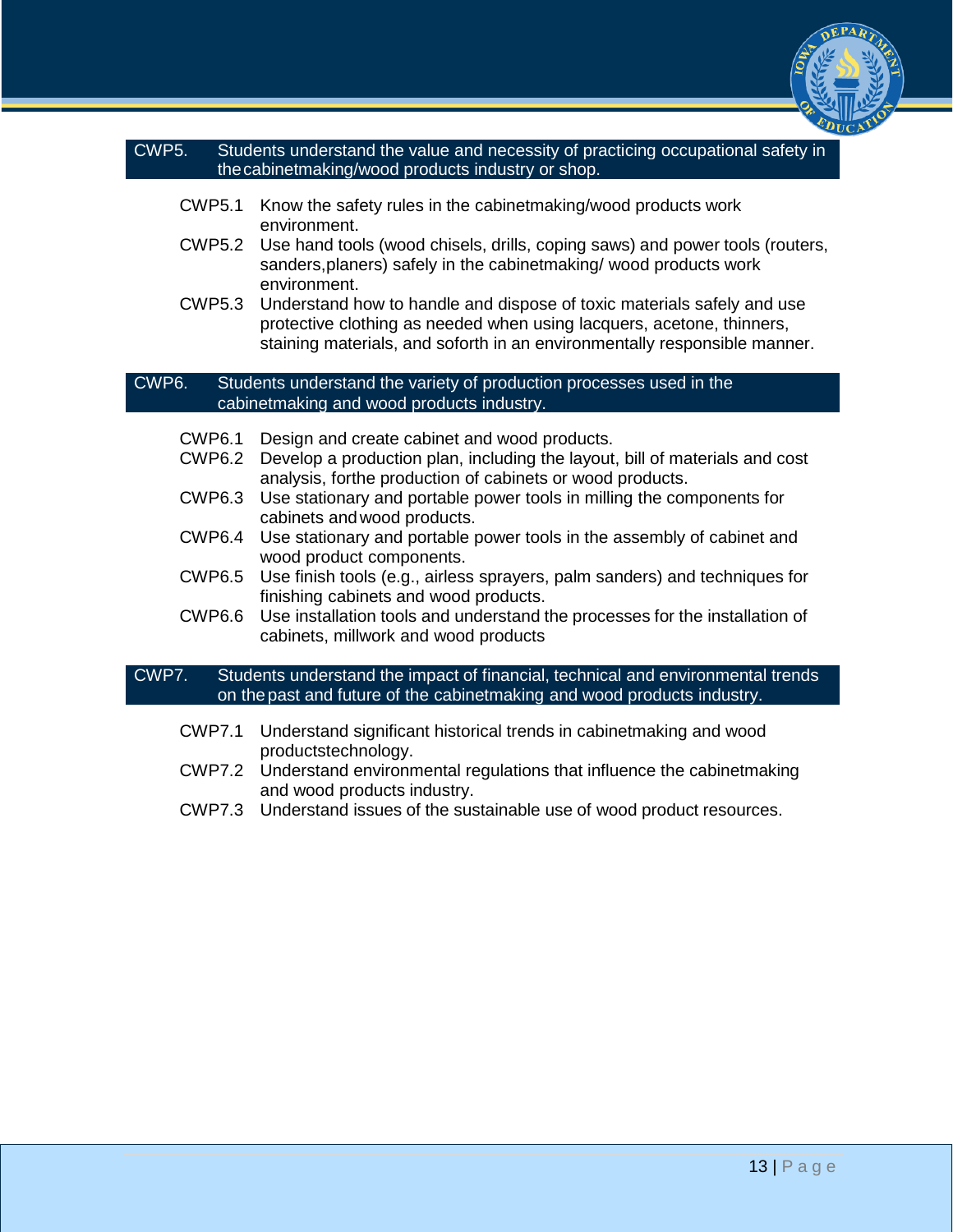## CWP5. Students understand the value and necessity of practicing occupational safety in the cabinetmaking/wood products industry or shop.

- CWP5.1 Know the safety rules in the cabinetmaking/wood products work environment.
- CWP5.2 Use hand tools (wood chisels, drills, coping saws) and power tools (routers, sanders, planers) safely in the cabinetmaking/ wood products work environment.
- CWP5.3 Understand how to handle and dispose of toxic materials safely and use protective clothing as needed when using lacquers, acetone, thinners, staining materials, and so forth in an environmentally responsible manner.

## CWP6. Students understand the variety of production processes used in the cabinetmaking and wood products industry.

- CWP6.1 Design and create cabinet and wood products.
- CWP6.2 Develop a production plan, including the layout, bill of materials and cost analysis, for the production of cabinets or wood products.
- CWP6.3 Use stationary and portable power tools in milling the components for cabinets and wood products.
- CWP6.4 Use stationary and portable power tools in the assembly of cabinet and wood product components.
- CWP6.5 Use finish tools (e.g., airless sprayers, palm sanders) and techniques for finishing cabinets and wood products.
- CWP6.6 Use installation tools and understand the processes for the installation of cabinets, millwork and wood products

## CWP7. Students understand the impact of financial, technical and environmental trends on the past and future of the cabinetmaking and wood products industry.

- CWP7.1 Understand significant historical trends in cabinetmaking and wood products technology.
- CWP7.2 Understand environmental regulations that influence the cabinetmaking and wood products industry.
- CWP7.3 Understand issues of the sustainable use of wood product resources.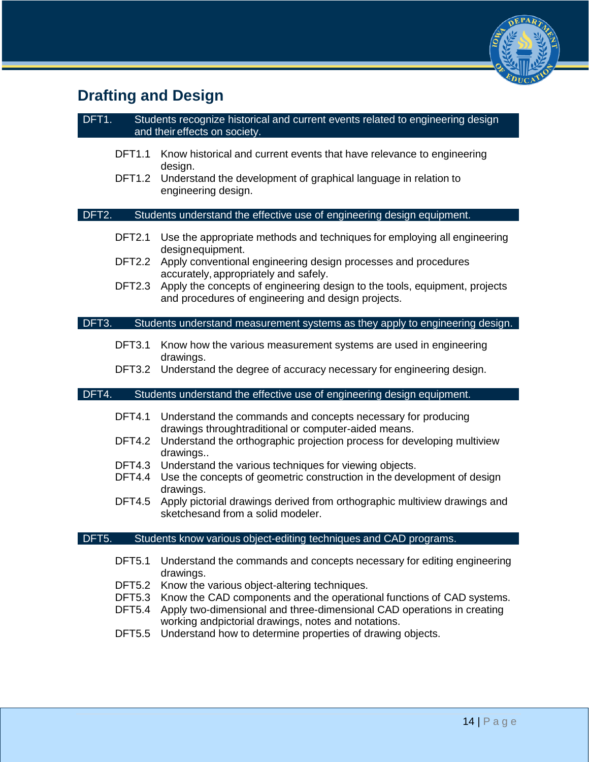## Drafting and Design

**DFT1. Students recognize historical and current events related to engineering design and their effects on society.**

- DFT1.1 Know historical and current events that have relevance to engineering design.
- DFT1.2 Understand the development of graphical language in relation to engineering design.

**DFT2. Students understand the effective use of engineering design equipment.**

- DFT2.1 Use the appropriate methods and techniques for employing all engineering designequipment.
- DFT2.2 Apply conventional engineering design processes and procedures accurately, appropriately and safely.
- DFT2.3 Apply the concepts of engineering design to the tools, equipment, projects and procedures of engineering and design projects.

**DFT3. Students understand measurement systems as they apply to engineering design.**

- DFT3.1 Know how the various measurement systems are used in engineering drawings.
- DFT3.2 Understand the degree of accuracy necessary for engineering design.

**DFT4. Students understand the effective use of engineering design equipment.**

- DFT4.1 Understand the commands and concepts necessary for producing drawings throughtraditional or computer-aided means.
- DFT4.2 Understand the orthographic projection process for developing multiview drawings..
- DFT4.3 Understand the various techniques for viewing objects.
- DFT4.4 Use the concepts of geometric construction in the development of design drawings.
- DFT4.5 Apply pictorial drawings derived from orthographic multiview drawings and sketchesand from a solid modeler.

**DFT5. Students know various object-editing techniques and CAD programs.**

- DFT5.1 Understand the commands and concepts necessary for editing engineering drawings.
- DFT5.2 Know the various object-altering techniques.
- DFT5.3 Know the CAD components and the operational functions of CAD systems.
- DFT5.4 Apply two-dimensional and three-dimensional CAD operations in creating working andpictorial drawings, notes and notations.
- DFT5.5 Understand how to determine properties of drawing objects.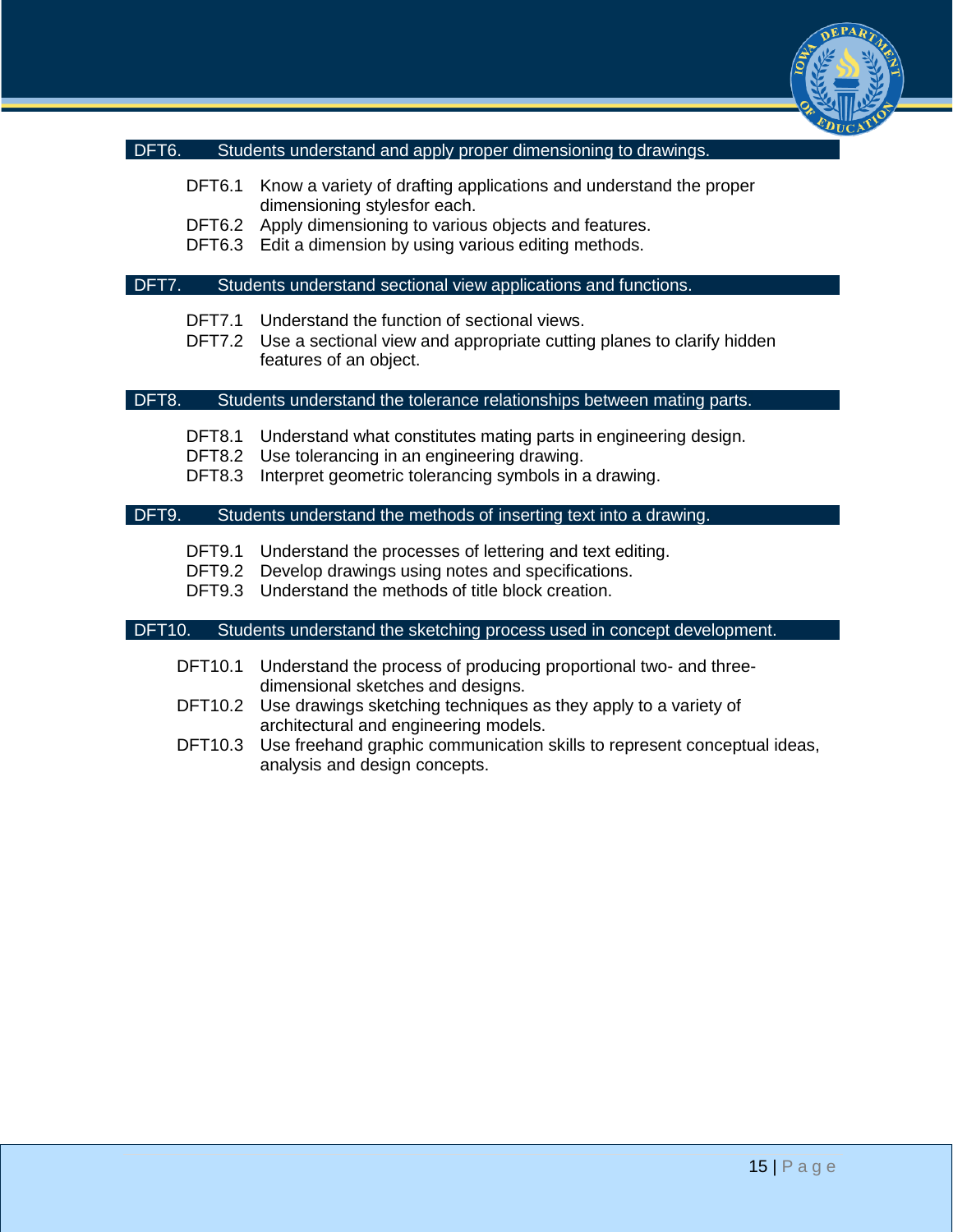## DFT6. Students understand and apply proper dimensioning to drawings.

- DFT6.1 Know a variety of drafting applications and understand the proper dimensioning stylesfor each.
- DFT6.2 Apply dimensioning to various objects and features.
- DFT6.3 Edit a dimension by using various editing methods.

## DFT7. Students understand sectional view applications and functions.

- DFT7.1 Understand the function of sectional views.
- DFT7.2 Use a sectional view and appropriate cutting planes to clarify hidden features of an object.

## DFT8. Students understand the tolerance relationships between mating parts.

- DFT8.1 Understand what constitutes mating parts in engineering design.
- DFT8.2 Use tolerancing in an engineering drawing.
- DFT8.3 Interpret geometric tolerancing symbols in a drawing.

## DFT9. Students understand the methods of inserting text into a drawing.

- DFT9.1 Understand the processes of lettering and text editing.
- DFT9.2 Develop drawings using notes and specifications.
- DFT9.3 Understand the methods of title block creation.

## DFT10. Students understand the sketching process used in concept development.

- DFT10.1 Understand the process of producing proportional two- and three-dimensional sketches and designs.
- DFT10.2 Use drawings sketching techniques as they apply to a variety of architectural and engineering models.
- DFT10.3 Use freehand graphic communication skills to represent conceptual ideas, analysis and design concepts.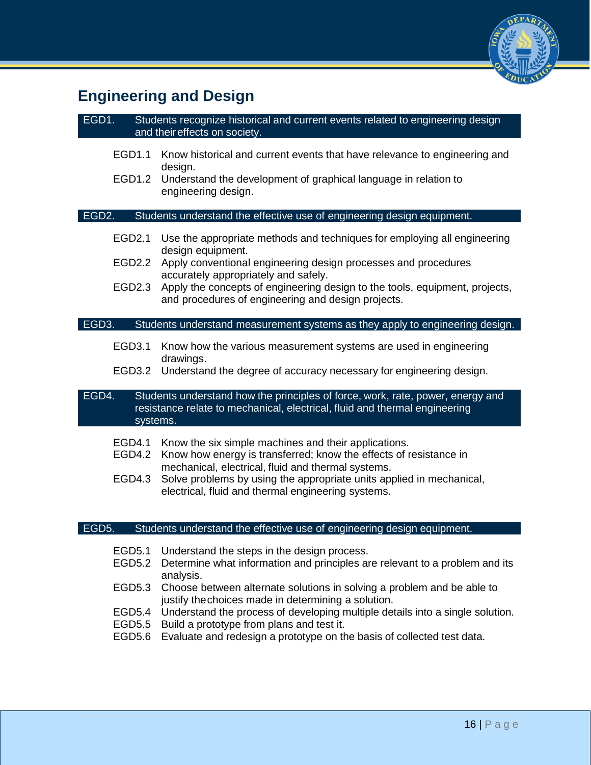## Engineering and Design

**EGD1. Students recognize historical and current events related to engineering design and their effects on society.**

- EGD1.1 Know historical and current events that have relevance to engineering and design.
- EGD1.2 Understand the development of graphical language in relation to engineering design.

**EGD2. Students understand the effective use of engineering design equipment.**

- EGD2.1 Use the appropriate methods and techniques for employing all engineering design equipment.
- EGD2.2 Apply conventional engineering design processes and procedures accurately appropriately and safely.
- EGD2.3 Apply the concepts of engineering design to the tools, equipment, projects, and procedures of engineering and design projects.

**EGD3. Students understand measurement systems as they apply to engineering design.**

- EGD3.1 Know how the various measurement systems are used in engineering drawings.
- EGD3.2 Understand the degree of accuracy necessary for engineering design.

**EGD4. Students understand how the principles of force, work, rate, power, energy and resistance relate to mechanical, electrical, fluid and thermal engineering systems.**

- EGD4.1 Know the six simple machines and their applications.
- EGD4.2 Know how energy is transferred; know the effects of resistance in mechanical, electrical, fluid and thermal systems.
- EGD4.3 Solve problems by using the appropriate units applied in mechanical, electrical, fluid and thermal engineering systems.

**EGD5. Students understand the effective use of engineering design equipment.**

- EGD5.1 Understand the steps in the design process.
- EGD5.2 Determine what information and principles are relevant to a problem and its analysis.
- EGD5.3 Choose between alternate solutions in solving a problem and be able to justify the choices made in determining a solution.
- EGD5.4 Understand the process of developing multiple details into a single solution.
- EGD5.5 Build a prototype from plans and test it.
- EGD5.6 Evaluate and redesign a prototype on the basis of collected test data.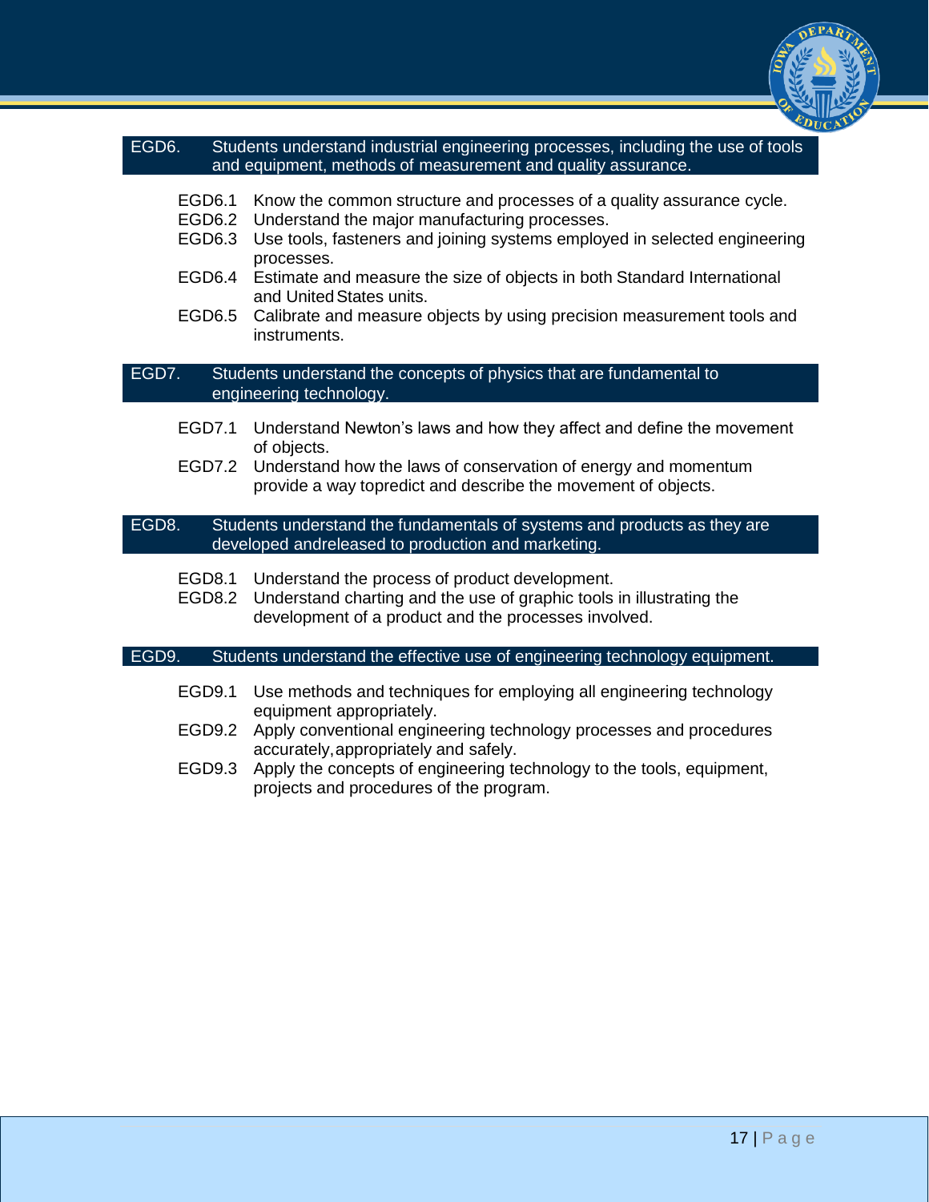## EGD6. Students understand industrial engineering processes, including the use of tools and equipment, methods of measurement and quality assurance.

- EGD6.1 Know the common structure and processes of a quality assurance cycle.
- EGD6.2 Understand the major manufacturing processes.
- EGD6.3 Use tools, fasteners and joining systems employed in selected engineering processes.
- EGD6.4 Estimate and measure the size of objects in both Standard International and United States units.
- EGD6.5 Calibrate and measure objects by using precision measurement tools and instruments.

## EGD7. Students understand the concepts of physics that are fundamental to engineering technology.

- EGD7.1 Understand Newton's laws and how they affect and define the movement of objects.
- EGD7.2 Understand how the laws of conservation of energy and momentum provide a way topredict and describe the movement of objects.

## EGD8. Students understand the fundamentals of systems and products as they are developed andreleased to production and marketing.

- EGD8.1 Understand the process of product development.
- EGD8.2 Understand charting and the use of graphic tools in illustrating the development of a product and the processes involved.

## EGD9. Students understand the effective use of engineering technology equipment.

- EGD9.1 Use methods and techniques for employing all engineering technology equipment appropriately.
- EGD9.2 Apply conventional engineering technology processes and procedures accurately, appropriately and safely.
- EGD9.3 Apply the concepts of engineering technology to the tools, equipment, projects and procedures of the program.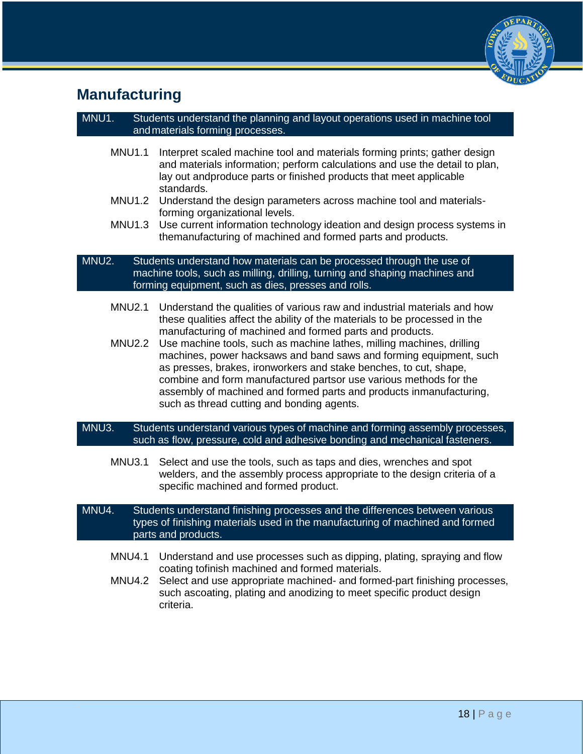## Manufacturing

**MNU1. Students understand the planning and layout operations used in machine tool and materials forming processes.**

- MNU1.1 Interpret scaled machine tool and materials forming prints; gather design and materials information; perform calculations and use the detail to plan, lay out andproduce parts or finished products that meet applicable standards.
- MNU1.2 Understand the design parameters across machine tool and materials-forming organizational levels.
- MNU1.3 Use current information technology ideation and design process systems in themanufacturing of machined and formed parts and products.

**MNU2. Students understand how materials can be processed through the use of machine tools, such as milling, drilling, turning and shaping machines and forming equipment, such as dies, presses and rolls.**

- MNU2.1 Understand the qualities of various raw and industrial materials and how these qualities affect the ability of the materials to be processed in the manufacturing of machined and formed parts and products.
- MNU2.2 Use machine tools, such as machine lathes, milling machines, drilling machines, power hacksaws and band saws and forming equipment, such as presses, brakes, ironworkers and stake benches, to cut, shape, combine and form manufactured partsor use various methods for the assembly of machined and formed parts and products inmanufacturing, such as thread cutting and bonding agents.

**MNU3. Students understand various types of machine and forming assembly processes, such as flow, pressure, cold and adhesive bonding and mechanical fasteners.**

- MNU3.1 Select and use the tools, such as taps and dies, wrenches and spot welders, and the assembly process appropriate to the design criteria of a specific machined and formed product.

**MNU4. Students understand finishing processes and the differences between various types of finishing materials used in the manufacturing of machined and formed parts and products.**

- MNU4.1 Understand and use processes such as dipping, plating, spraying and flow coating tofinish machined and formed materials.
- MNU4.2 Select and use appropriate machined- and formed-part finishing processes, such ascoating, plating and anodizing to meet specific product design criteria.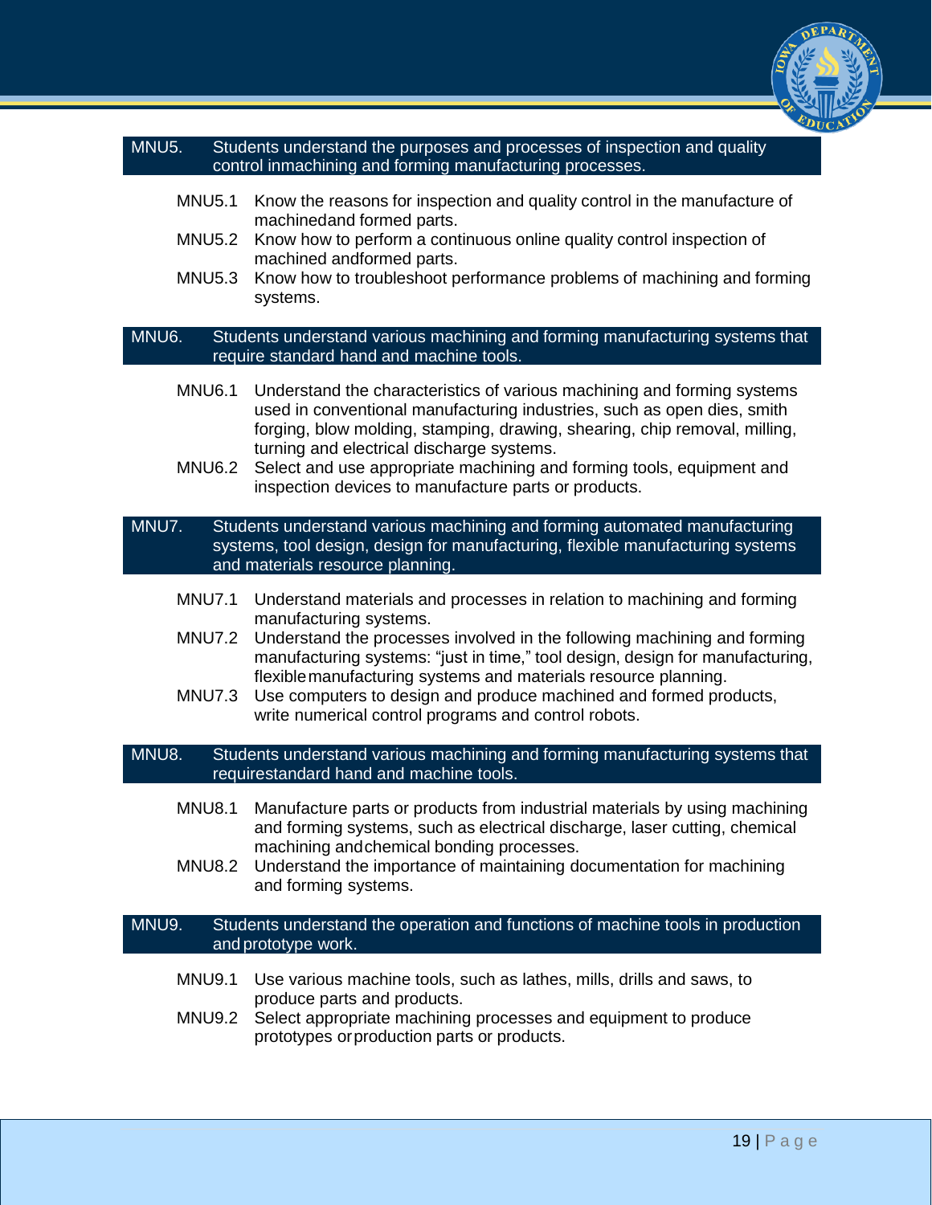## MNU5. Students understand the purposes and processes of inspection and quality control inmachining and forming manufacturing processes.

- MNU5.1 Know the reasons for inspection and quality control in the manufacture of machinedand formed parts.
- MNU5.2 Know how to perform a continuous online quality control inspection of machined andformed parts.
- MNU5.3 Know how to troubleshoot performance problems of machining and forming systems.

## MNU6. Students understand various machining and forming manufacturing systems that require standard hand and machine tools.

- MNU6.1 Understand the characteristics of various machining and forming systems used in conventional manufacturing industries, such as open dies, smith forging, blow molding, stamping, drawing, shearing, chip removal, milling, turning and electrical discharge systems.
- MNU6.2 Select and use appropriate machining and forming tools, equipment and inspection devices to manufacture parts or products.

## MNU7. Students understand various machining and forming automated manufacturing systems, tool design, design for manufacturing, flexible manufacturing systems and materials resource planning.

- MNU7.1 Understand materials and processes in relation to machining and forming manufacturing systems.
- MNU7.2 Understand the processes involved in the following machining and forming manufacturing systems: "just in time," tool design, design for manufacturing, flexiblemanufacturing systems and materials resource planning.
- MNU7.3 Use computers to design and produce machined and formed products, write numerical control programs and control robots.

## MNU8. Students understand various machining and forming manufacturing systems that requirestandard hand and machine tools.

- MNU8.1 Manufacture parts or products from industrial materials by using machining and forming systems, such as electrical discharge, laser cutting, chemical machining andchemical bonding processes.
- MNU8.2 Understand the importance of maintaining documentation for machining and forming systems.

## MNU9. Students understand the operation and functions of machine tools in production and prototype work.

- MNU9.1 Use various machine tools, such as lathes, mills, drills and saws, to produce parts and products.
- MNU9.2 Select appropriate machining processes and equipment to produce prototypes orproduction parts or products.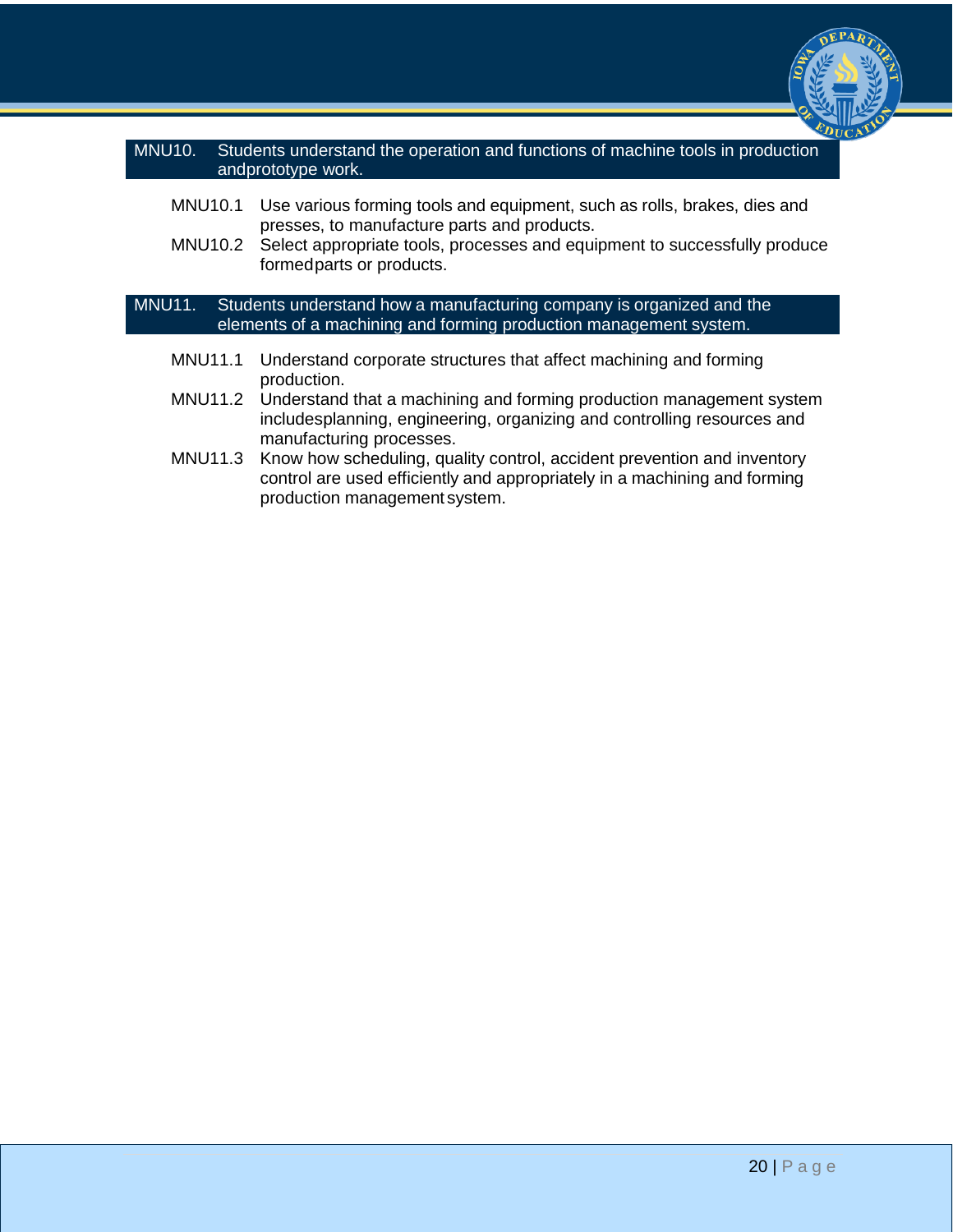## MNU10. Students understand the operation and functions of machine tools in production andprototype work.

- MNU10.1 Use various forming tools and equipment, such as rolls, brakes, dies and presses, to manufacture parts and products.
- MNU10.2 Select appropriate tools, processes and equipment to successfully produce formedparts or products.

## MNU11. Students understand how a manufacturing company is organized and the elements of a machining and forming production management system.

- MNU11.1 Understand corporate structures that affect machining and forming production.
- MNU11.2 Understand that a machining and forming production management system includesplanning, engineering, organizing and controlling resources and manufacturing processes.
- MNU11.3 Know how scheduling, quality control, accident prevention and inventory control are used efficiently and appropriately in a machining and forming production management system.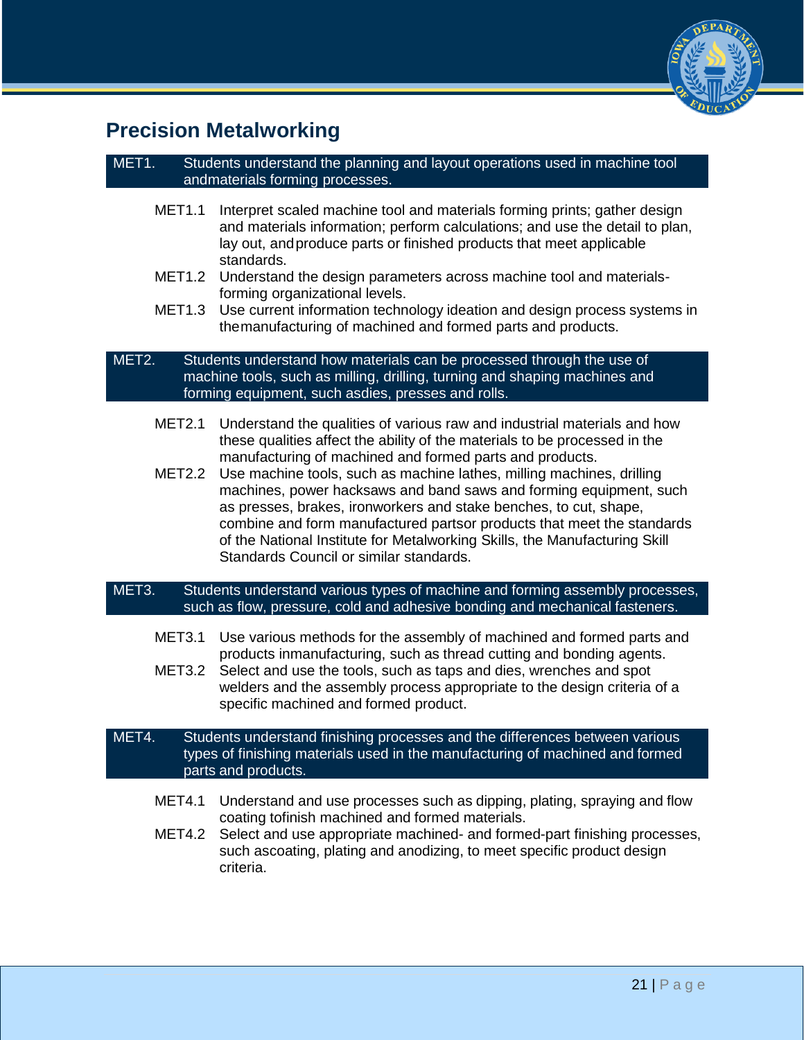## Precision Metalworking

**MET1. Students understand the planning and layout operations used in machine tool andmaterials forming processes.**

- MET1.1 Interpret scaled machine tool and materials forming prints; gather design and materials information; perform calculations; and use the detail to plan, lay out, andproduce parts or finished products that meet applicable standards.
- MET1.2 Understand the design parameters across machine tool and materials-forming organizational levels.
- MET1.3 Use current information technology ideation and design process systems in themanufacturing of machined and formed parts and products.

**MET2. Students understand how materials can be processed through the use of machine tools, such as milling, drilling, turning and shaping machines and forming equipment, such asdies, presses and rolls.**

- MET2.1 Understand the qualities of various raw and industrial materials and how these qualities affect the ability of the materials to be processed in the manufacturing of machined and formed parts and products.
- MET2.2 Use machine tools, such as machine lathes, milling machines, drilling machines, power hacksaws and band saws and forming equipment, such as presses, brakes, ironworkers and stake benches, to cut, shape, combine and form manufactured partsor products that meet the standards of the National Institute for Metalworking Skills, the Manufacturing Skill Standards Council or similar standards.

**MET3. Students understand various types of machine and forming assembly processes, such as flow, pressure, cold and adhesive bonding and mechanical fasteners.**

- MET3.1 Use various methods for the assembly of machined and formed parts and products inmanufacturing, such as thread cutting and bonding agents.
- MET3.2 Select and use the tools, such as taps and dies, wrenches and spot welders and the assembly process appropriate to the design criteria of a specific machined and formed product.

**MET4. Students understand finishing processes and the differences between various types of finishing materials used in the manufacturing of machined and formed parts and products.**

- MET4.1 Understand and use processes such as dipping, plating, spraying and flow coating tofinish machined and formed materials.
- MET4.2 Select and use appropriate machined- and formed-part finishing processes, such ascoating, plating and anodizing, to meet specific product design criteria.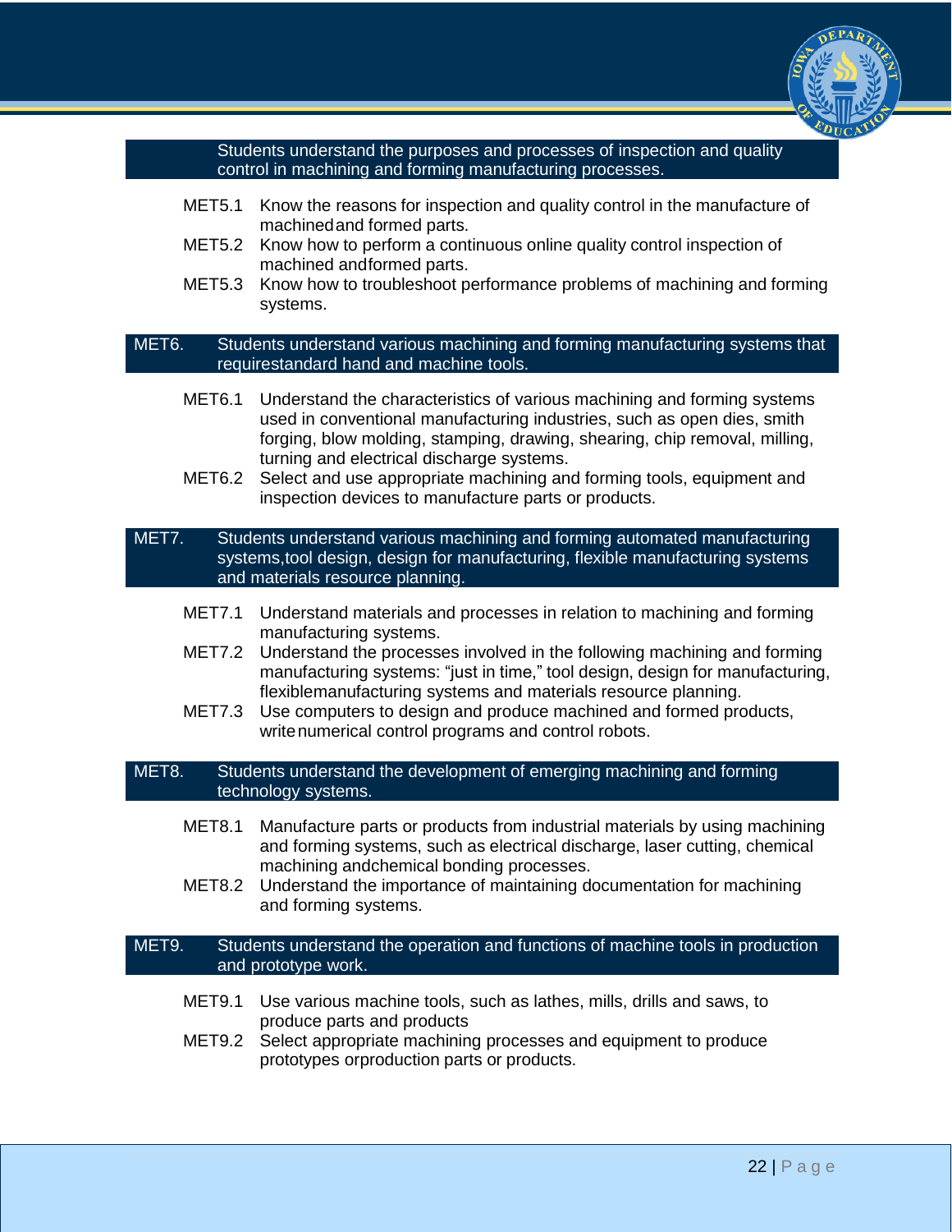**Students understand the purposes and processes of inspection and quality control in machining and forming manufacturing processes.**

- MET5.1 Know the reasons for inspection and quality control in the manufacture of machined and formed parts.
- MET5.2 Know how to perform a continuous online quality control inspection of machined and formed parts.
- MET5.3 Know how to troubleshoot performance problems of machining and forming systems.

**MET6. Students understand various machining and forming manufacturing systems that require standard hand and machine tools.**

- MET6.1 Understand the characteristics of various machining and forming systems used in conventional manufacturing industries, such as open dies, smith forging, blow molding, stamping, drawing, shearing, chip removal, milling, turning and electrical discharge systems.
- MET6.2 Select and use appropriate machining and forming tools, equipment and inspection devices to manufacture parts or products.

**MET7. Students understand various machining and forming automated manufacturing systems, tool design, design for manufacturing, flexible manufacturing systems and materials resource planning.**

- MET7.1 Understand materials and processes in relation to machining and forming manufacturing systems.
- MET7.2 Understand the processes involved in the following machining and forming manufacturing systems: "just in time," tool design, design for manufacturing, flexible manufacturing systems and materials resource planning.
- MET7.3 Use computers to design and produce machined and formed products, write numerical control programs and control robots.

**MET8. Students understand the development of emerging machining and forming technology systems.**

- MET8.1 Manufacture parts or products from industrial materials by using machining and forming systems, such as electrical discharge, laser cutting, chemical machining and chemical bonding processes.
- MET8.2 Understand the importance of maintaining documentation for machining and forming systems.

**MET9. Students understand the operation and functions of machine tools in production and prototype work.**

- MET9.1 Use various machine tools, such as lathes, mills, drills and saws, to produce parts and products
- MET9.2 Select appropriate machining processes and equipment to produce prototypes or production parts or products.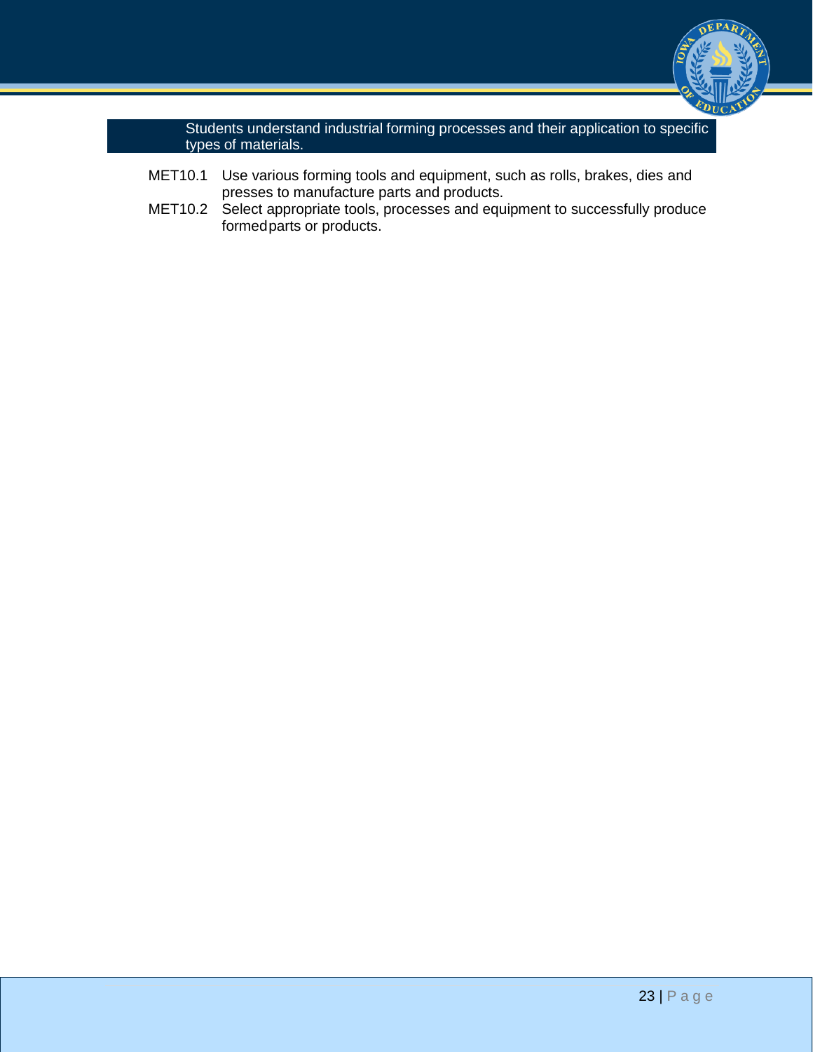**Students understand industrial forming processes and their application to specific types of materials.**

- MET10.1 Use various forming tools and equipment, such as rolls, brakes, dies and presses to manufacture parts and products.
- MET10.2 Select appropriate tools, processes and equipment to successfully produce formed parts or products.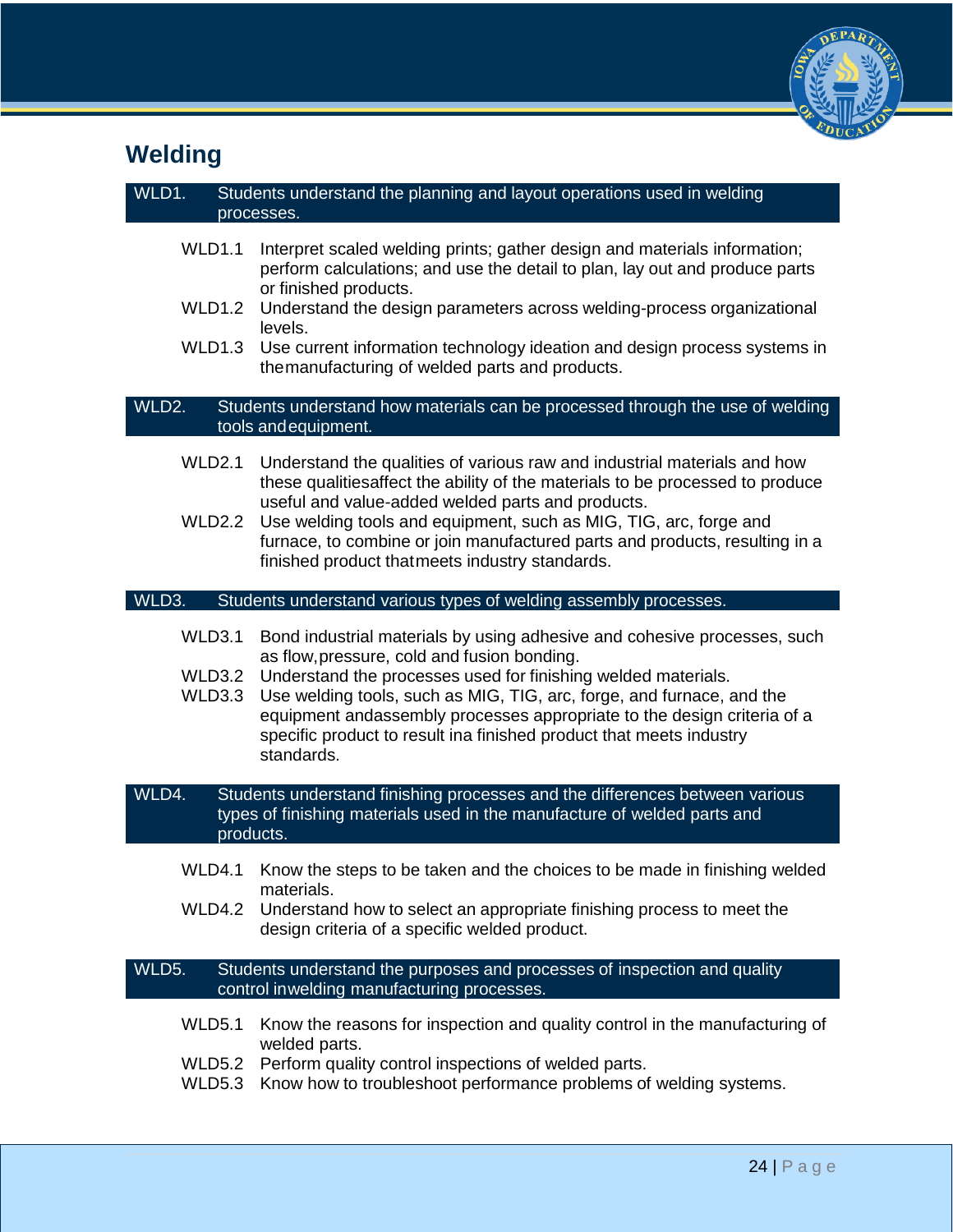## Welding

**WLD1. Students understand the planning and layout operations used in welding processes.**

- WLD1.1 Interpret scaled welding prints; gather design and materials information; perform calculations; and use the detail to plan, lay out and produce parts or finished products.
- WLD1.2 Understand the design parameters across welding-process organizational levels.
- WLD1.3 Use current information technology ideation and design process systems in the manufacturing of welded parts and products.

**WLD2. Students understand how materials can be processed through the use of welding tools and equipment.**

- WLD2.1 Understand the qualities of various raw and industrial materials and how these qualities affect the ability of the materials to be processed to produce useful and value-added welded parts and products.
- WLD2.2 Use welding tools and equipment, such as MIG, TIG, arc, forge and furnace, to combine or join manufactured parts and products, resulting in a finished product that meets industry standards.

**WLD3. Students understand various types of welding assembly processes.**

- WLD3.1 Bond industrial materials by using adhesive and cohesive processes, such as flow, pressure, cold and fusion bonding.
- WLD3.2 Understand the processes used for finishing welded materials.
- WLD3.3 Use welding tools, such as MIG, TIG, forge, and furnace, and the equipment and assembly processes appropriate to the design criteria of a specific product to result in a finished product that meets industry standards.

**WLD4. Students understand finishing processes and the differences between various types of finishing materials used in the manufacture of welded parts and products.**

- WLD4.1 Know the steps to be taken and the choices to be made in finishing welded materials.
- WLD4.2 Understand how to select an appropriate finishing process to meet the design criteria of a specific welded product.

**WLD5. Students understand the purposes and processes of inspection and quality control in welding manufacturing processes.**

- WLD5.1 Know the reasons for inspection and quality control in the manufacturing of welded parts.
- WLD5.2 Perform quality control inspections of welded parts.
- WLD5.3 Know how to troubleshoot performance problems of welding systems.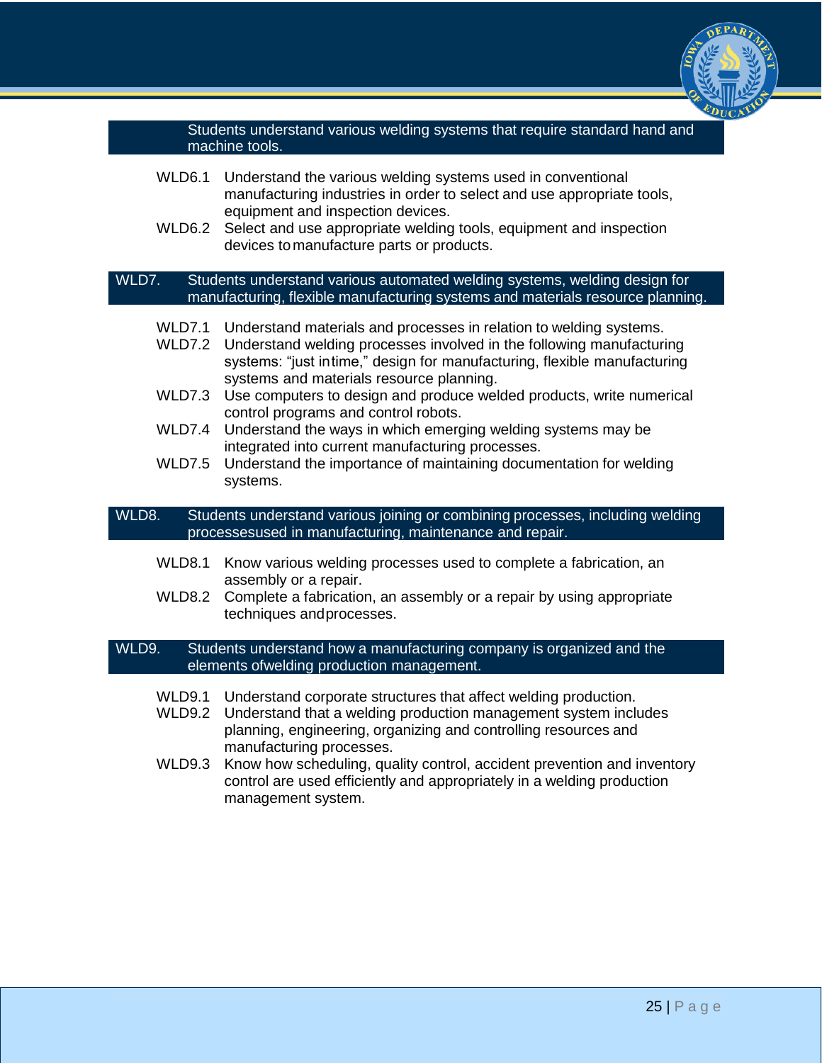## Students understand various welding systems that require standard hand and machine tools.

- WLD6.1 Understand the various welding systems used in conventional manufacturing industries in order to select and use appropriate tools, equipment and inspection devices.
- WLD6.2 Select and use appropriate welding tools, equipment and inspection devices to manufacture parts or products.

## WLD7. Students understand various automated welding systems, welding design for manufacturing, flexible manufacturing systems and materials resource planning.

- WLD7.1 Understand materials and processes in relation to welding systems.
- WLD7.2 Understand welding processes involved in the following manufacturing systems: "just intime," design for manufacturing, flexible manufacturing systems and materials resource planning.
- WLD7.3 Use computers to design and produce welded products, write numerical control programs and control robots.
- WLD7.4 Understand the ways in which emerging welding systems may be integrated into current manufacturing processes.
- WLD7.5 Understand the importance of maintaining documentation for welding systems.

## WLD8. Students understand various joining or combining processes, including welding processesused in manufacturing, maintenance and repair.

- WLD8.1 Know various welding processes used to complete a fabrication, an assembly or a repair.
- WLD8.2 Complete a fabrication, an assembly or a repair by using appropriate techniques andprocesses.

## WLD9. Students understand how a manufacturing company is organized and the elements ofwelding production management.

- WLD9.1 Understand corporate structures that affect welding production.
- WLD9.2 Understand that a welding production management system includes planning, engineering, organizing and controlling resources and manufacturing processes.
- WLD9.3 Know how scheduling, quality control, accident prevention and inventory control are used efficiently and appropriately in a welding production management system.